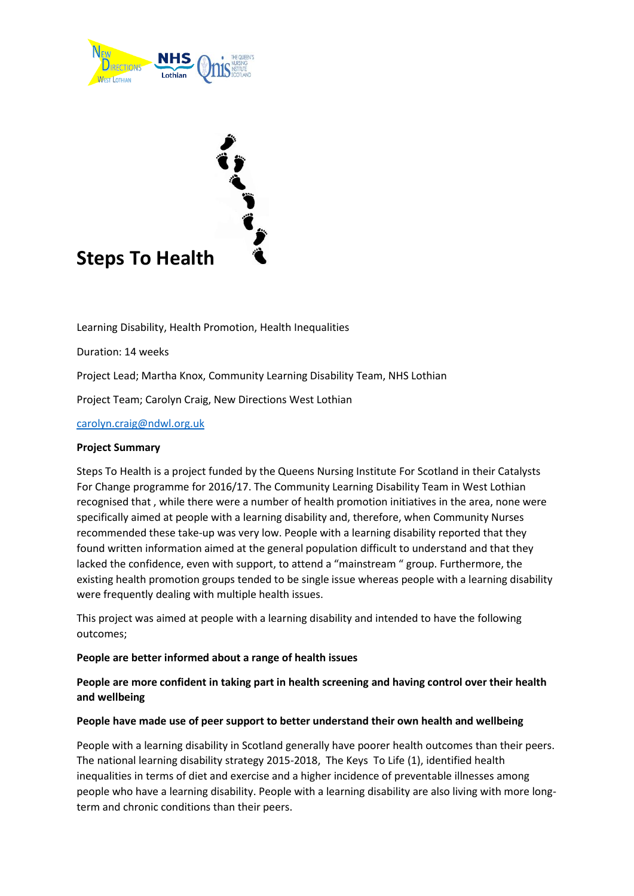# Steps To Health

Learning Disability, Health Promotion, Health Inequalities

Duration: 14 weeks

Project Lead; Martha Knox, Community Learning Disability Team, NHS Lothian

Project Team; Carolyn Craig, New Directions West Lothian

carolyn.craig@ndwl.org.uk

**Project Summary**

Steps To Health is a project funded by the Queens Nursing Institute For Scotland in their Catalysts For Change programme for 2016/17. The Community Learning Disability Team in West Lothian recognised that , while there were a number of health promotion initiatives in the area, none were specifically aimed at people with a learning disability and, therefore, when Community Nurses recommended these take-up was very low. People with a learning disability reported that they found written information aimed at the general population difficult to understand and that they lacked the confidence, even with support, to attend a "mainstream " group. Furthermore, the existing health promotion groups tended to be single issue whereas people with a learning disability were frequently dealing with multiple health issues.

This project was aimed at people with a learning disability and intended to have the following outcomes;

**People are better informed about a range of health issues**

**People are more confident in taking part in health screening and having control over their health and wellbeing**

**People have made use of peer support to better understand their own health and wellbeing**

People with a learning disability in Scotland generally have poorer health outcomes than their peers. The national learning disability strategy 2015-2018, The Keys To Life (1), identified health inequalities in terms of diet and exercise and a higher incidence of preventable illnesses among people who have a learning disability. People with a learning disability are also living with more long-term and chronic conditions than their peers.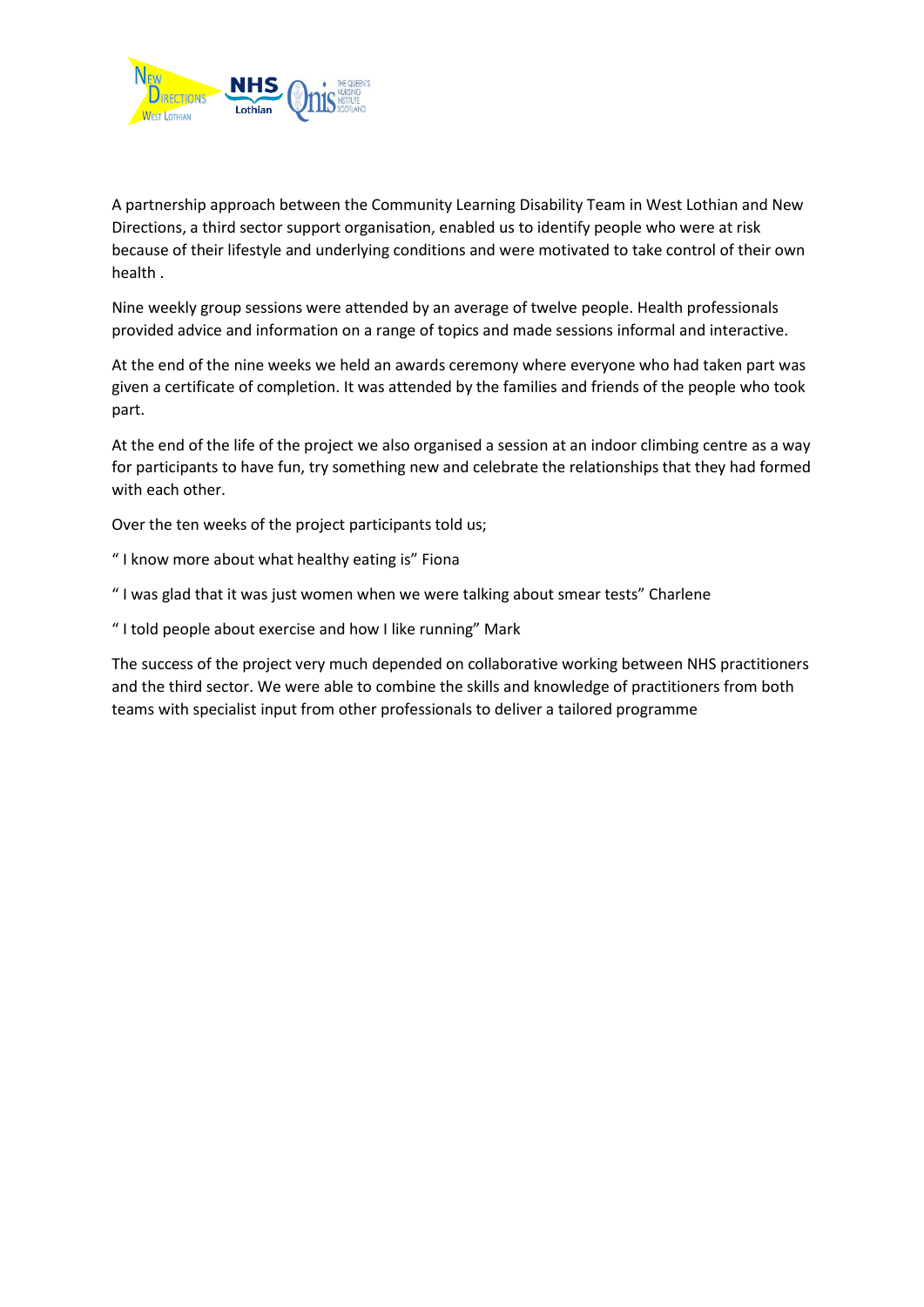A partnership approach between the Community Learning Disability Team in West Lothian and New Directions, a third sector support organisation, enabled us to identify people who were at risk because of their lifestyle and underlying conditions and were motivated to take control of their own health .

Nine weekly group sessions were attended by an average of twelve people. Health professionals provided advice and information on a range of topics and made sessions informal and interactive.

At the end of the nine weeks we held an awards ceremony where everyone who had taken part was given a certificate of completion. It was attended by the families and friends of the people who took part.

At the end of the life of the project we also organised a session at an indoor climbing centre as a way for participants to have fun, try something new and celebrate the relationships that they had formed with each other.

Over the ten weeks of the project participants told us;

" I know more about what healthy eating is" Fiona

" I was glad that it was just women when we were talking about smear tests" Charlene

" I told people about exercise and how I like running" Mark

The success of the project very much depended on collaborative working between NHS practitioners and the third sector. We were able to combine the skills and knowledge of practitioners from both teams with specialist input from other professionals to deliver a tailored programme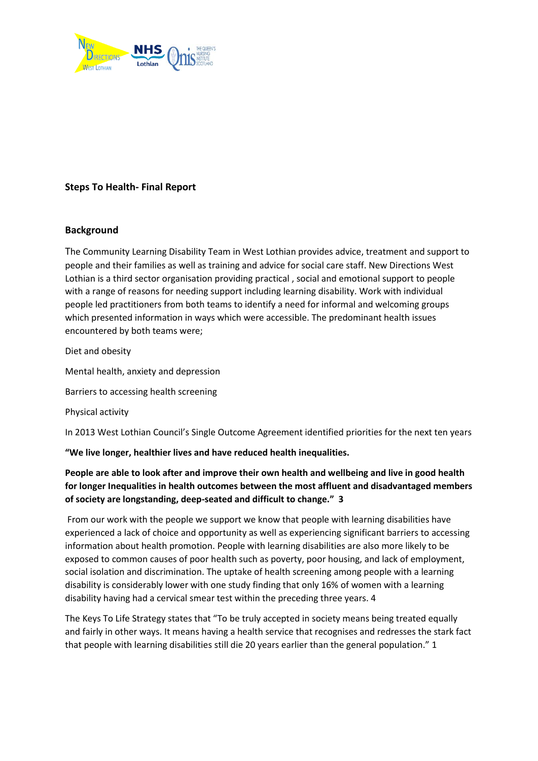**Steps To Health- Final Report**

**Background**

The Community Learning Disability Team in West Lothian provides advice, treatment and support to people and their families as well as training and advice for social care staff. New Directions West Lothian is a third sector organisation providing practical , social and emotional support to people with a range of reasons for needing support including learning disability. Work with individual people led practitioners from both teams to identify a need for informal and welcoming groups which presented information in ways which were accessible. The predominant health issues encountered by both teams were;

Diet and obesity

Mental health, anxiety and depression

Barriers to accessing health screening

Physical activity

In 2013 West Lothian Council's Single Outcome Agreement identified priorities for the next ten years

**"We live longer, healthier lives and have reduced health inequalities.**

**People are able to look after and improve their own health and wellbeing and live in good health for longer Inequalities in health outcomes between the most affluent and disadvantaged members of society are longstanding, deep-seated and difficult to change." 3**

From our work with the people we support we know that people with learning disabilities have experienced a lack of choice and opportunity as well as experiencing significant barriers to accessing information about health promotion. People with learning disabilities are also more likely to be exposed to common causes of poor health such as poverty, poor housing, and lack of employment, social isolation and discrimination. The uptake of health screening among people with a learning disability is considerably lower with one study finding that only 16% of women with a learning disability having had a cervical smear test within the preceding three years. 4

The Keys To Life Strategy states that "To be truly accepted in society means being treated equally and fairly in other ways. It means having a health service that recognises and redresses the stark fact that people with learning disabilities still die 20 years earlier than the general population." 1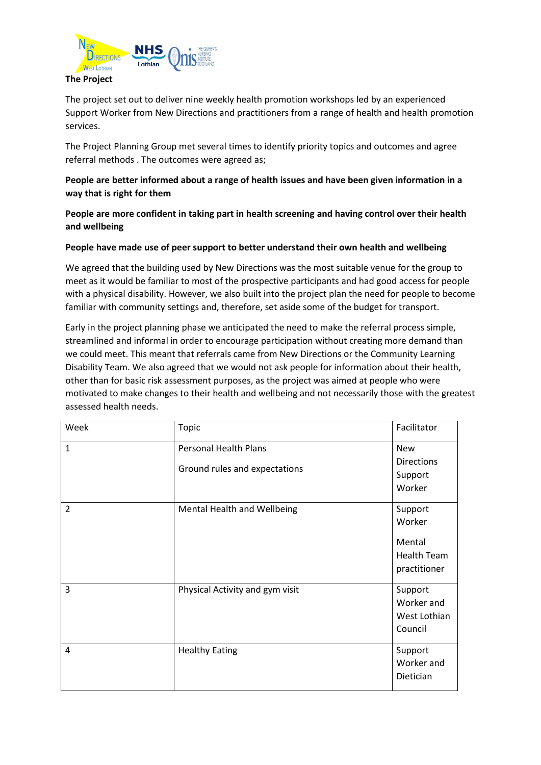## The Project

The project set out to deliver nine weekly health promotion workshops led by an experienced Support Worker from New Directions and practitioners from a range of health and health promotion services.

The Project Planning Group met several times to identify priority topics and outcomes and agree referral methods . The outcomes were agreed as;

**People are better informed about a range of health issues and have been given information in a way that is right for them**

**People are more confident in taking part in health screening and having control over their health and wellbeing**

**People have made use of peer support to better understand their own health and wellbeing**

We agreed that the building used by New Directions was the most suitable venue for the group to meet as it would be familiar to most of the prospective participants and had good access for people with a physical disability. However, we also built into the project plan the need for people to become familiar with community settings and, therefore, set aside some of the budget for transport.

Early in the project planning phase we anticipated the need to make the referral process simple, streamlined and informal in order to encourage participation without creating more demand than we could meet. This meant that referrals came from New Directions or the Community Learning Disability Team. We also agreed that we would not ask people for information about their health, other than for basic risk assessment purposes, as the project was aimed at people who were motivated to make changes to their health and wellbeing and not necessarily those with the greatest assessed health needs.

| Week | Topic | Facilitator |
|---|---|---|
| 1 | Personal Health Plans<br><br>Ground rules and expectations | New Directions Support Worker |
| 2 | Mental Health and Wellbeing | Support Worker<br><br>Mental Health Team practitioner |
| 3 | Physical Activity and gym visit | Support Worker and West Lothian Council |
| 4 | Healthy Eating | Support Worker and Dietician |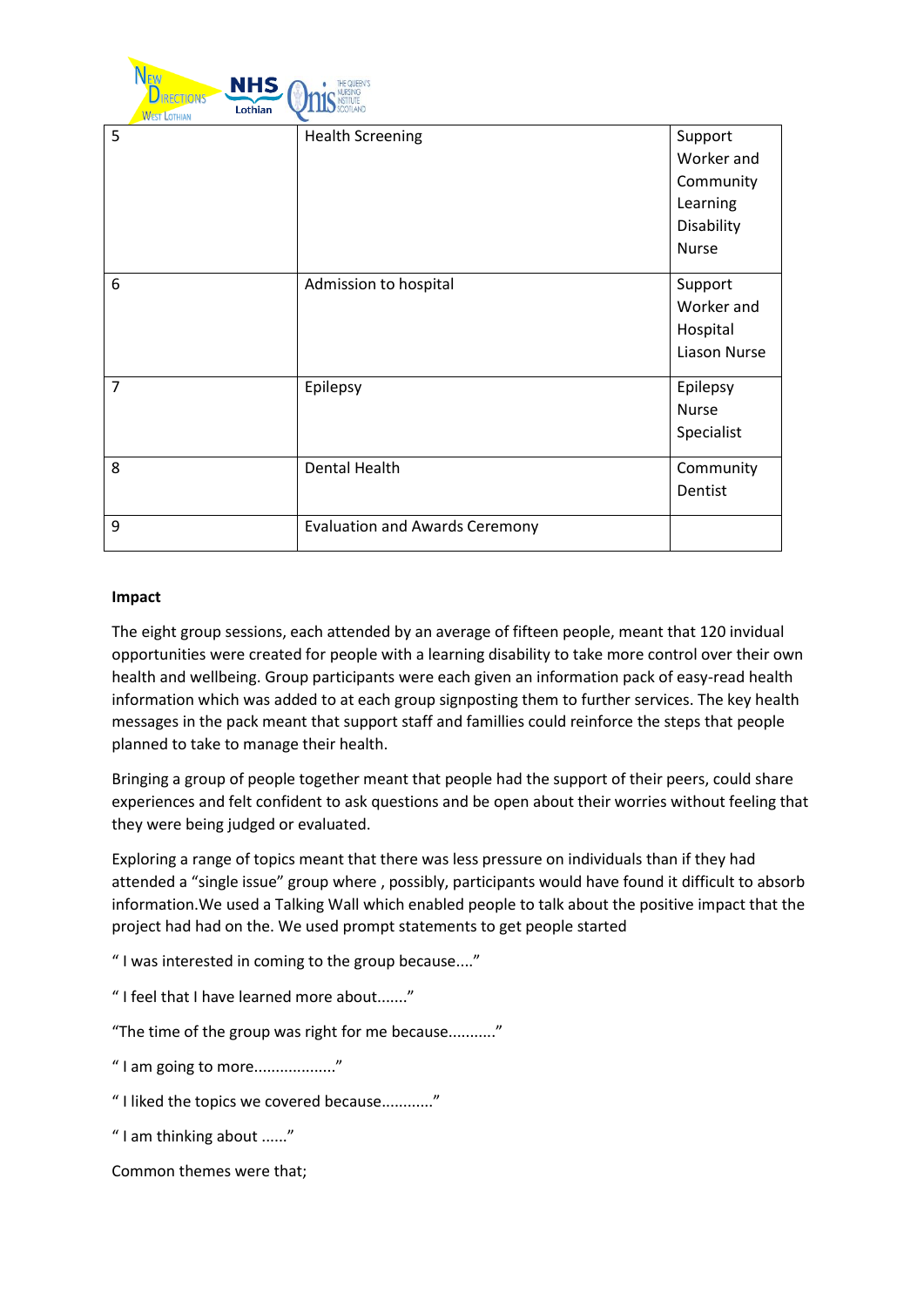| 5 | Health Screening | Support Worker and Community Learning Disability Nurse |
|---|---|---|
| 6 | Admission to hospital | Support Worker and Hospital Liason Nurse |
| 7 | Epilepsy | Epilepsy Nurse Specialist |
| 8 | Dental Health | Community Dentist |
| 9 | Evaluation and Awards Ceremony | |

**Impact**

The eight group sessions, each attended by an average of fifteen people, meant that 120 invidual opportunities were created for people with a learning disability to take more control over their own health and wellbeing. Group participants were each given an information pack of easy-read health information which was added to at each group signposting them to further services. The key health messages in the pack meant that support staff and famillies could reinforce the steps that people planned to take to manage their health.

Bringing a group of people together meant that people had the support of their peers, could share experiences and felt confident to ask questions and be open about their worries without feeling that they were being judged or evaluated.

Exploring a range of topics meant that there was less pressure on individuals than if they had attended a "single issue" group where , possibly, participants would have found it difficult to absorb information.We used a Talking Wall which enabled people to talk about the positive impact that the project had had on the. We used prompt statements to get people started

" I was interested in coming to the group because...."

" I feel that I have learned more about......."

"The time of the group was right for me because..........."

" I am going to more..................."

" I liked the topics we covered because............"

" I am thinking about ......"

Common themes were that;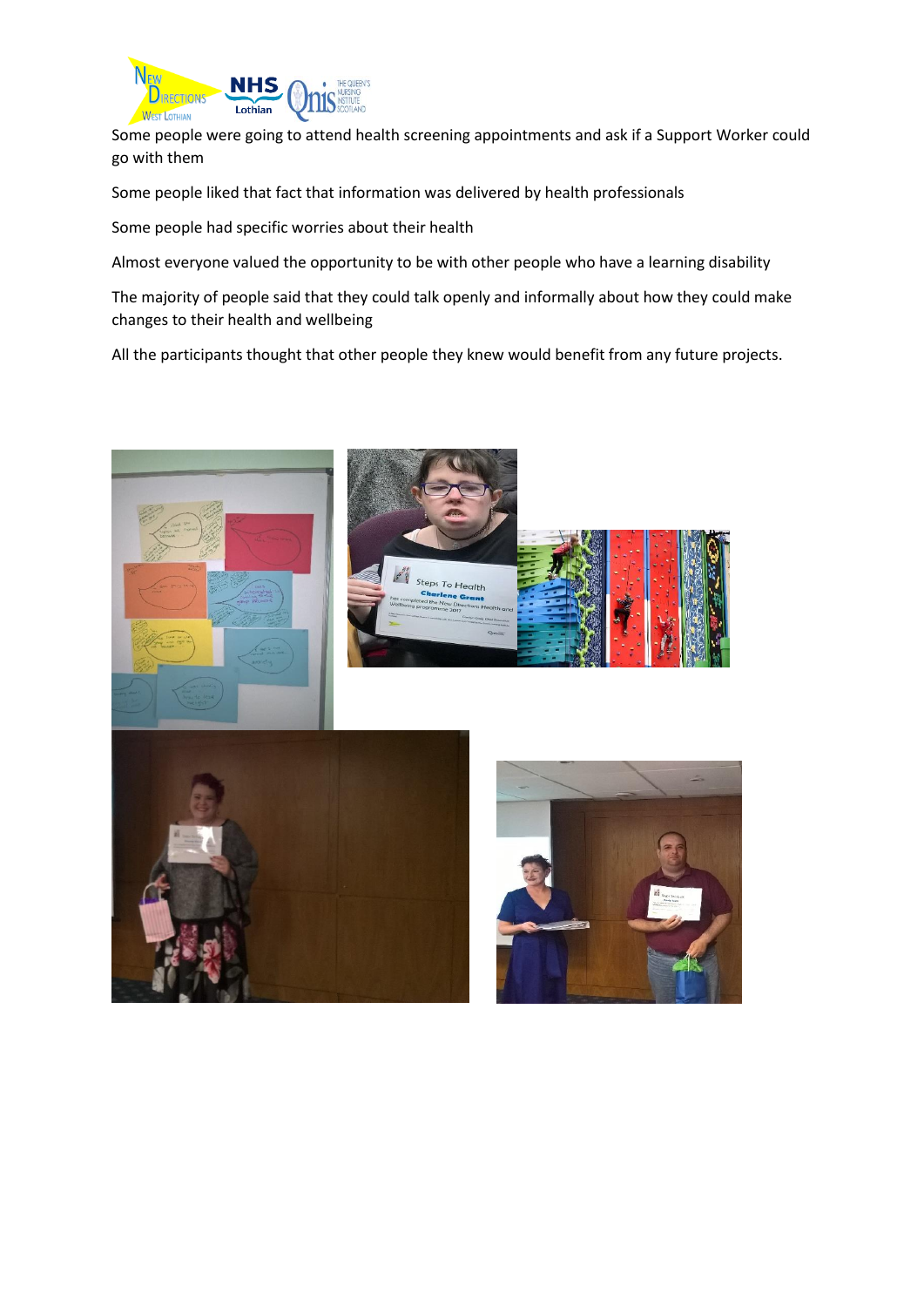Some people were going to attend health screening appointments and ask if a Support Worker could go with them

Some people liked that fact that information was delivered by health professionals

Some people had specific worries about their health

Almost everyone valued the opportunity to be with other people who have a learning disability

The majority of people said that they could talk openly and informally about how they could make changes to their health and wellbeing

All the participants thought that other people they knew would benefit from any future projects.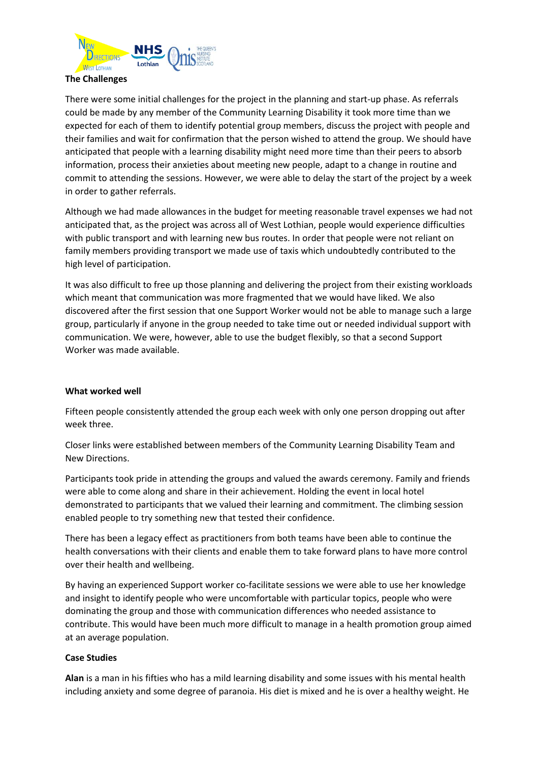**The Challenges**

There were some initial challenges for the project in the planning and start-up phase. As referrals could be made by any member of the Community Learning Disability it took more time than we expected for each of them to identify potential group members, discuss the project with people and their families and wait for confirmation that the person wished to attend the group. We should have anticipated that people with a learning disability might need more time than their peers to absorb information, process their anxieties about meeting new people, adapt to a change in routine and commit to attending the sessions. However, we were able to delay the start of the project by a week in order to gather referrals.

Although we had made allowances in the budget for meeting reasonable travel expenses we had not anticipated that, as the project was across all of West Lothian, people would experience difficulties with public transport and with learning new bus routes. In order that people were not reliant on family members providing transport we made use of taxis which undoubtedly contributed to the high level of participation.

It was also difficult to free up those planning and delivering the project from their existing workloads which meant that communication was more fragmented that we would have liked. We also discovered after the first session that one Support Worker would not be able to manage such a large group, particularly if anyone in the group needed to take time out or needed individual support with communication. We were, however, able to use the budget flexibly, so that a second Support Worker was made available.

**What worked well**

Fifteen people consistently attended the group each week with only one person dropping out after week three.

Closer links were established between members of the Community Learning Disability Team and New Directions.

Participants took pride in attending the groups and valued the awards ceremony. Family and friends were able to come along and share in their achievement. Holding the event in local hotel demonstrated to participants that we valued their learning and commitment. The climbing session enabled people to try something new that tested their confidence.

There has been a legacy effect as practitioners from both teams have been able to continue the health conversations with their clients and enable them to take forward plans to have more control over their health and wellbeing.

By having an experienced Support worker co-facilitate sessions we were able to use her knowledge and insight to identify people who were uncomfortable with particular topics, people who were dominating the group and those with communication differences who needed assistance to contribute. This would have been much more difficult to manage in a health promotion group aimed at an average population.

**Case Studies**

**Alan** is a man in his fifties who has a mild learning disability and some issues with his mental health including anxiety and some degree of paranoia. His diet is mixed and he is over a healthy weight. He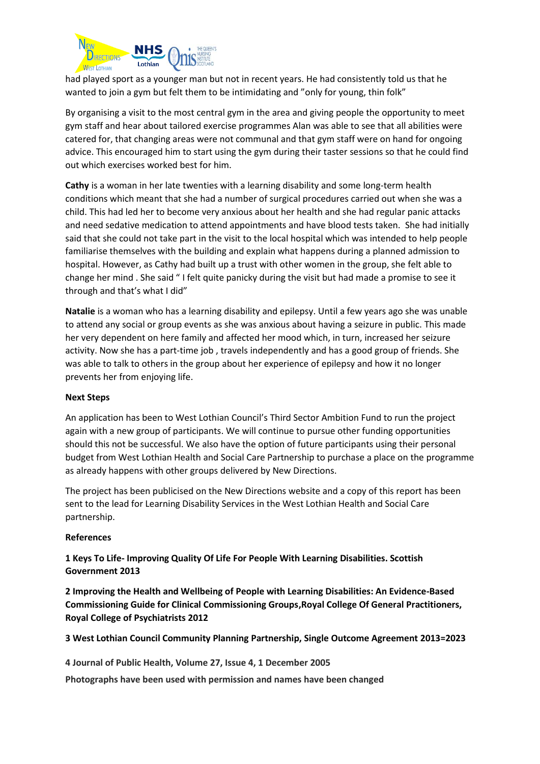had played sport as a younger man but not in recent years. He had consistently told us that he wanted to join a gym but felt them to be intimidating and "only for young, thin folk"

By organising a visit to the most central gym in the area and giving people the opportunity to meet gym staff and hear about tailored exercise programmes Alan was able to see that all abilities were catered for, that changing areas were not communal and that gym staff were on hand for ongoing advice. This encouraged him to start using the gym during their taster sessions so that he could find out which exercises worked best for him.

**Cathy** is a woman in her late twenties with a learning disability and some long-term health conditions which meant that she had a number of surgical procedures carried out when she was a child. This had led her to become very anxious about her health and she had regular panic attacks and need sedative medication to attend appointments and have blood tests taken. She had initially said that she could not take part in the visit to the local hospital which was intended to help people familiarise themselves with the building and explain what happens during a planned admission to hospital. However, as Cathy had built up a trust with other women in the group, she felt able to change her mind . She said " I felt quite panicky during the visit but had made a promise to see it through and that's what I did"

**Natalie** is a woman who has a learning disability and epilepsy. Until a few years ago she was unable to attend any social or group events as she was anxious about having a seizure in public. This made her very dependent on here family and affected her mood which, in turn, increased her seizure activity. Now she has a part-time job , travels independently and has a good group of friends. She was able to talk to others in the group about her experience of epilepsy and how it no longer prevents her from enjoying life.

**Next Steps**

An application has been to West Lothian Council's Third Sector Ambition Fund to run the project again with a new group of participants. We will continue to pursue other funding opportunities should this not be successful. We also have the option of future participants using their personal budget from West Lothian Health and Social Care Partnership to purchase a place on the programme as already happens with other groups delivered by New Directions.

The project has been publicised on the New Directions website and a copy of this report has been sent to the lead for Learning Disability Services in the West Lothian Health and Social Care partnership.

**References**

**1 Keys To Life- Improving Quality Of Life For People With Learning Disabilities. Scottish Government 2013**

**2 Improving the Health and Wellbeing of People with Learning Disabilities: An Evidence-Based Commissioning Guide for Clinical Commissioning Groups,Royal College Of General Practitioners, Royal College of Psychiatrists 2012**

**3 West Lothian Council Community Planning Partnership, Single Outcome Agreement 2013=2023**

**4 Journal of Public Health, Volume 27, Issue 4, 1 December 2005**

**Photographs have been used with permission and names have been changed**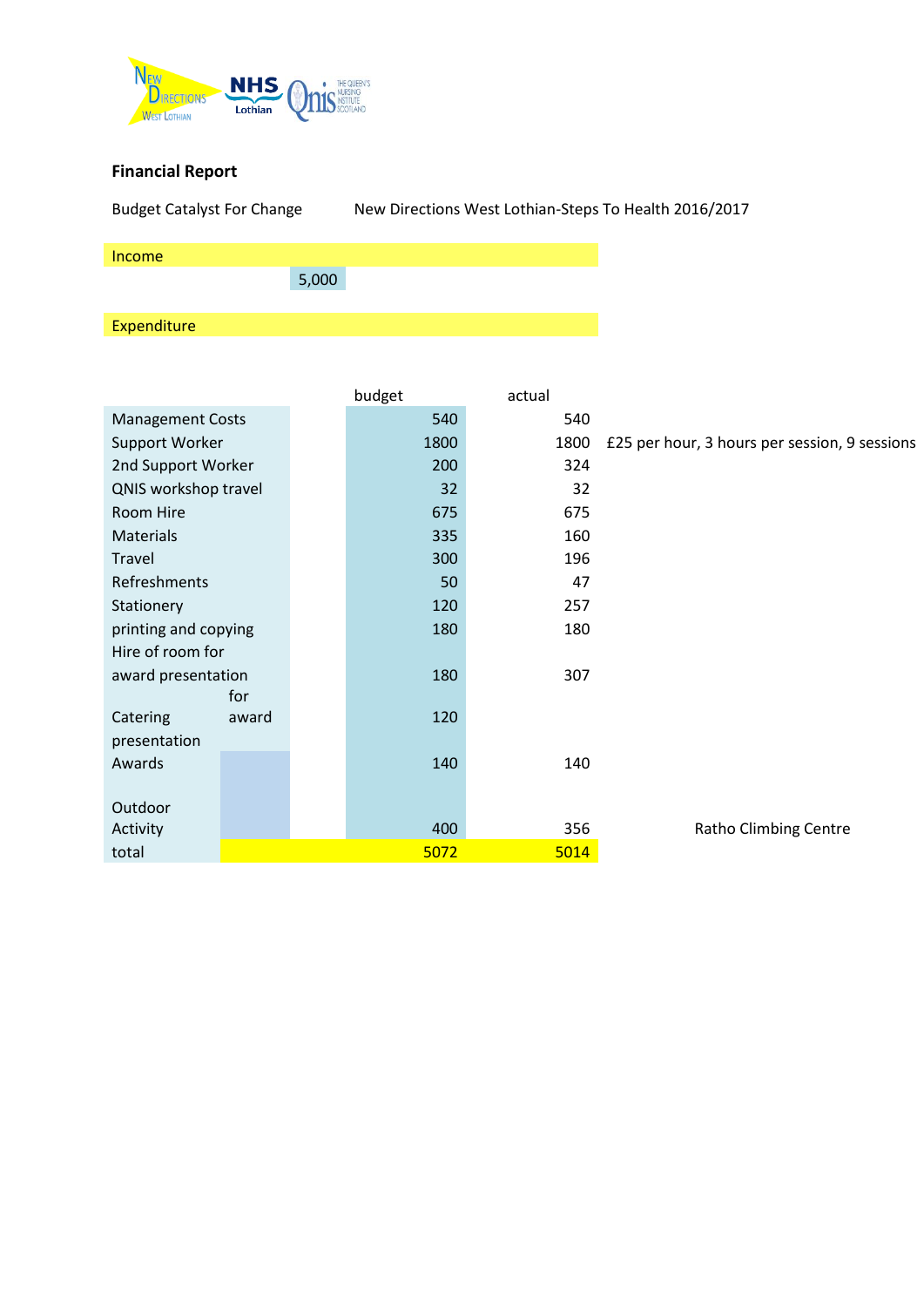**Financial Report**

Budget Catalyst For Change New Directions West Lothian-Steps To Health 2016/2017

Income

5,000

Expenditure

| | budget | actual | |
|---|---|---|---|
| Management Costs | 540 | 540 | |
| Support Worker | 1800 | 1800 | £25 per hour, 3 hours per session, 9 sessions |
| 2nd Support Worker | 200 | 324 | |
| QNIS workshop travel | 32 | 32 | |
| Room Hire | 675 | 675 | |
| Materials | 335 | 160 | |
| Travel | 300 | 196 | |
| Refreshments | 50 | 47 | |
| Stationery | 120 | 257 | |
| printing and copying | 180 | 180 | |
| Hire of room for award presentation | 180 | 307 | |
| Catering for award presentation | 120 | | |
| Awards | 140 | 140 | |
| Outdoor Activity | 400 | 356 | Ratho Climbing Centre |
| total | 5072 | 5014 | |